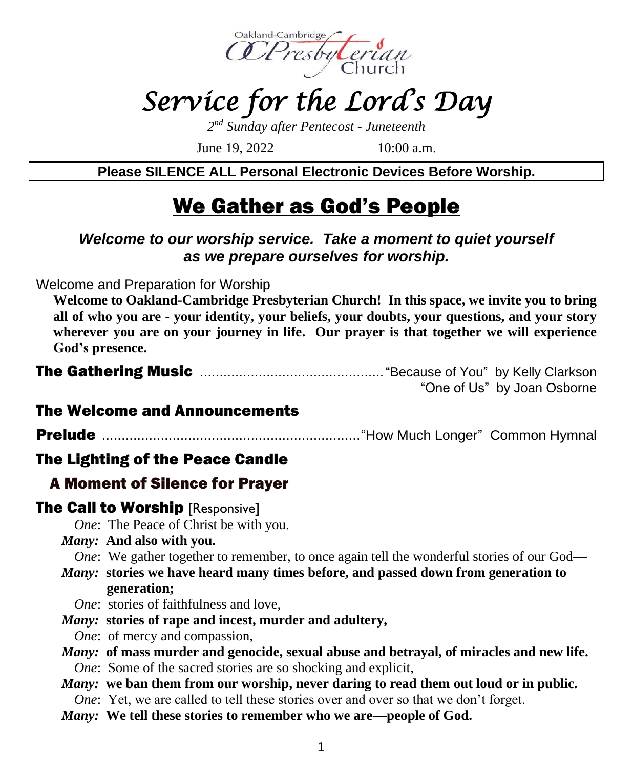Oakland-Cambridge Presbyterian Church

# *Service for the Lord's Day*

*2nd Sunday after Pentecost - Juneteenth*

June 19, 2022 10:00 a.m.

**Please SILENCE ALL Personal Electronic Devices Before Worship.**

## We Gather as God's People

***Welcome to our worship service. Take a moment to quiet yourself as we prepare ourselves for worship.***

Welcome and Preparation for Worship

**Welcome to Oakland-Cambridge Presbyterian Church! In this space, we invite you to bring all of who you are - your identity, your beliefs, your doubts, your questions, and your story wherever you are on your journey in life. Our prayer is that together we will experience God's presence.**

**The Gathering Music** ............................................... "Because of You" by Kelly Clarkson
"One of Us" by Joan Osborne

**The Welcome and Announcements**

**Prelude** ................................................................."How Much Longer" Common Hymnal

**The Lighting of the Peace Candle**

**A Moment of Silence for Prayer**

**The Call to Worship** [Responsive]

*One*: The Peace of Christ be with you.
***Many:*** **And also with you.**
*One*: We gather together to remember, to once again tell the wonderful stories of our God—
***Many:*** **stories we have heard many times before, and passed down from generation to generation;**
*One*: stories of faithfulness and love,
***Many:*** **stories of rape and incest, murder and adultery,**
*One*: of mercy and compassion,
***Many:*** **of mass murder and genocide, sexual abuse and betrayal, of miracles and new life.**
*One*: Some of the sacred stories are so shocking and explicit,
***Many:*** **we ban them from our worship, never daring to read them out loud or in public.**
*One*: Yet, we are called to tell these stories over and over so that we don't forget.
***Many:*** **We tell these stories to remember who we are—people of God.**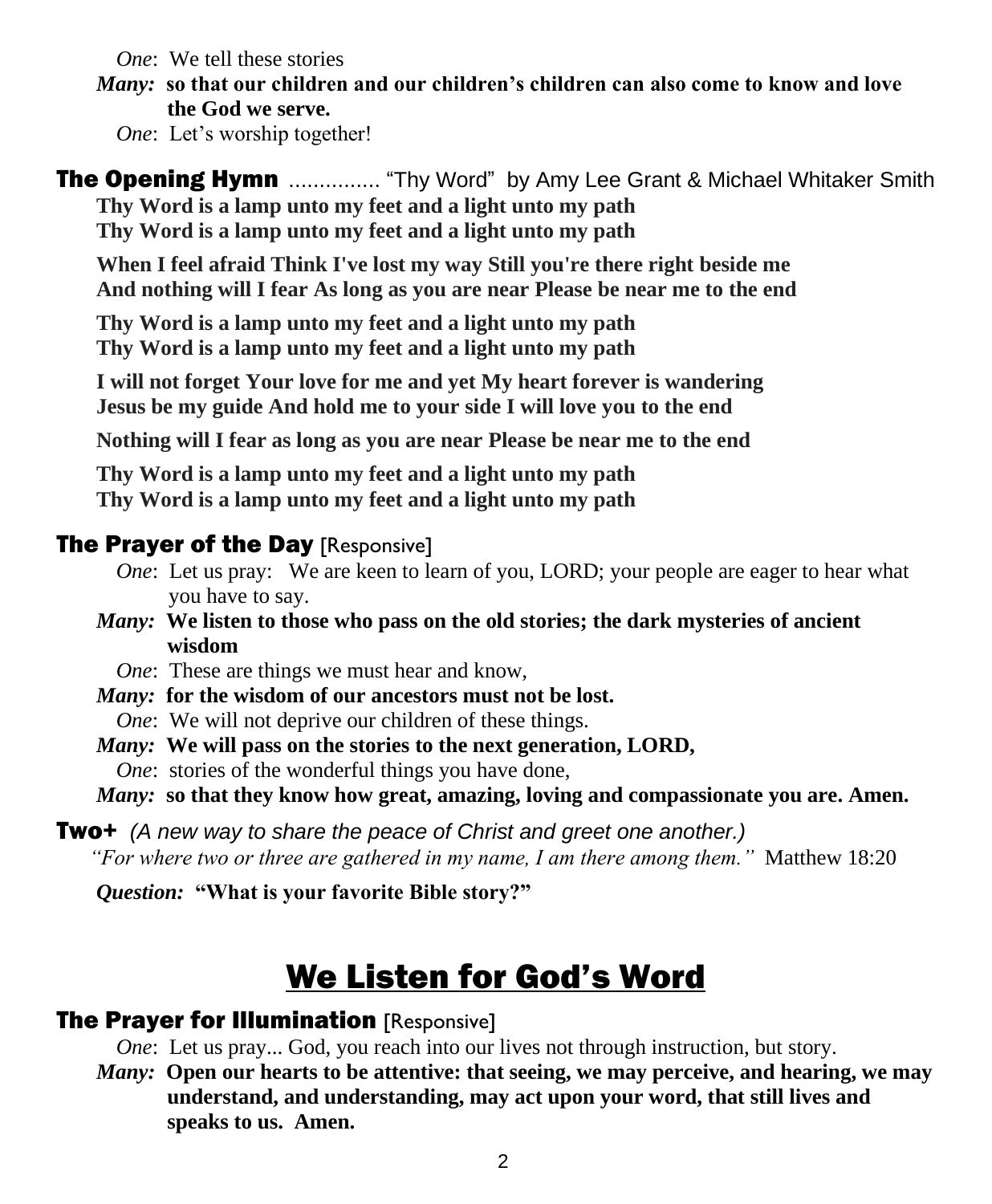*One*: We tell these stories

***Many:*** **so that our children and our children's children can also come to know and love the God we serve.**

*One*: Let's worship together!

### The Opening Hymn ............... "Thy Word" by Amy Lee Grant & Michael Whitaker Smith

**Thy Word is a lamp unto my feet and a light unto my path**
**Thy Word is a lamp unto my feet and a light unto my path**

**When I feel afraid Think I've lost my way Still you're there right beside me**
**And nothing will I fear As long as you are near Please be near me to the end**

**Thy Word is a lamp unto my feet and a light unto my path**
**Thy Word is a lamp unto my feet and a light unto my path**

**I will not forget Your love for me and yet My heart forever is wandering**
**Jesus be my guide And hold me to your side I will love you to the end**

**Nothing will I fear as long as you are near Please be near me to the end**

**Thy Word is a lamp unto my feet and a light unto my path**
**Thy Word is a lamp unto my feet and a light unto my path**

### The Prayer of the Day [Responsive]

*One*: Let us pray: We are keen to learn of you, LORD; your people are eager to hear what you have to say.

***Many:*** **We listen to those who pass on the old stories; the dark mysteries of ancient wisdom**

*One*: These are things we must hear and know,

***Many:*** **for the wisdom of our ancestors must not be lost.**

*One*: We will not deprive our children of these things.

***Many:*** **We will pass on the stories to the next generation, LORD,**

*One*: stories of the wonderful things you have done,

***Many:*** **so that they know how great, amazing, loving and compassionate you are. Amen.**

### Two+ *(A new way to share the peace of Christ and greet one another.)*

*"For where two or three are gathered in my name, I am there among them."* Matthew 18:20

***Question:*** **"What is your favorite Bible story?"**

## We Listen for God's Word

### The Prayer for Illumination [Responsive]

*One*: Let us pray... God, you reach into our lives not through instruction, but story.

***Many:*** **Open our hearts to be attentive: that seeing, we may perceive, and hearing, we may understand, and understanding, may act upon your word, that still lives and speaks to us. Amen.**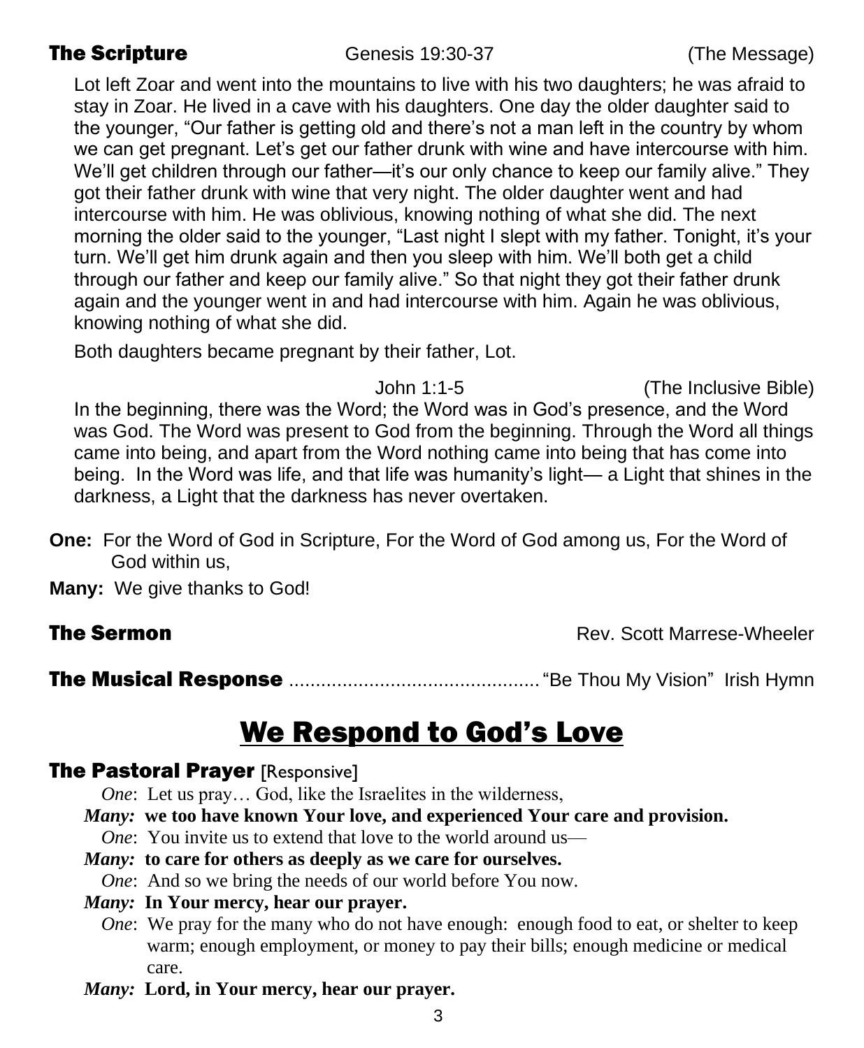## The Scripture

Genesis 19:30-37 (The Message)

Lot left Zoar and went into the mountains to live with his two daughters; he was afraid to stay in Zoar. He lived in a cave with his daughters. One day the older daughter said to the younger, “Our father is getting old and there’s not a man left in the country by whom we can get pregnant. Let’s get our father drunk with wine and have intercourse with him. We’ll get children through our father—it’s our only chance to keep our family alive.” They got their father drunk with wine that very night. The older daughter went and had intercourse with him. He was oblivious, knowing nothing of what she did. The next morning the older said to the younger, “Last night I slept with my father. Tonight, it’s your turn. We’ll get him drunk again and then you sleep with him. We’ll both get a child through our father and keep our family alive.” So that night they got their father drunk again and the younger went in and had intercourse with him. Again he was oblivious, knowing nothing of what she did.

Both daughters became pregnant by their father, Lot.

John 1:1-5 (The Inclusive Bible)

In the beginning, there was the Word; the Word was in God’s presence, and the Word was God. The Word was present to God from the beginning. Through the Word all things came into being, and apart from the Word nothing came into being that has come into being. In the Word was life, and that life was humanity’s light— a Light that shines in the darkness, a Light that the darkness has never overtaken.

**One:** For the Word of God in Scripture, For the Word of God among us, For the Word of God within us,

**Many:** We give thanks to God!

## The Sermon

Rev. Scott Marrese-Wheeler

## The Musical Response ............................................... “Be Thou My Vision” Irish Hymn

# We Respond to God’s Love

## The Pastoral Prayer [Responsive]

*One*: Let us pray… God, like the Israelites in the wilderness,

***Many:*** **we too have known Your love, and experienced Your care and provision.**

*One*: You invite us to extend that love to the world around us—

***Many:*** **to care for others as deeply as we care for ourselves.**

*One*: And so we bring the needs of our world before You now.

***Many:*** **In Your mercy, hear our prayer.**

*One*: We pray for the many who do not have enough: enough food to eat, or shelter to keep warm; enough employment, or money to pay their bills; enough medicine or medical care.

***Many:*** **Lord, in Your mercy, hear our prayer.**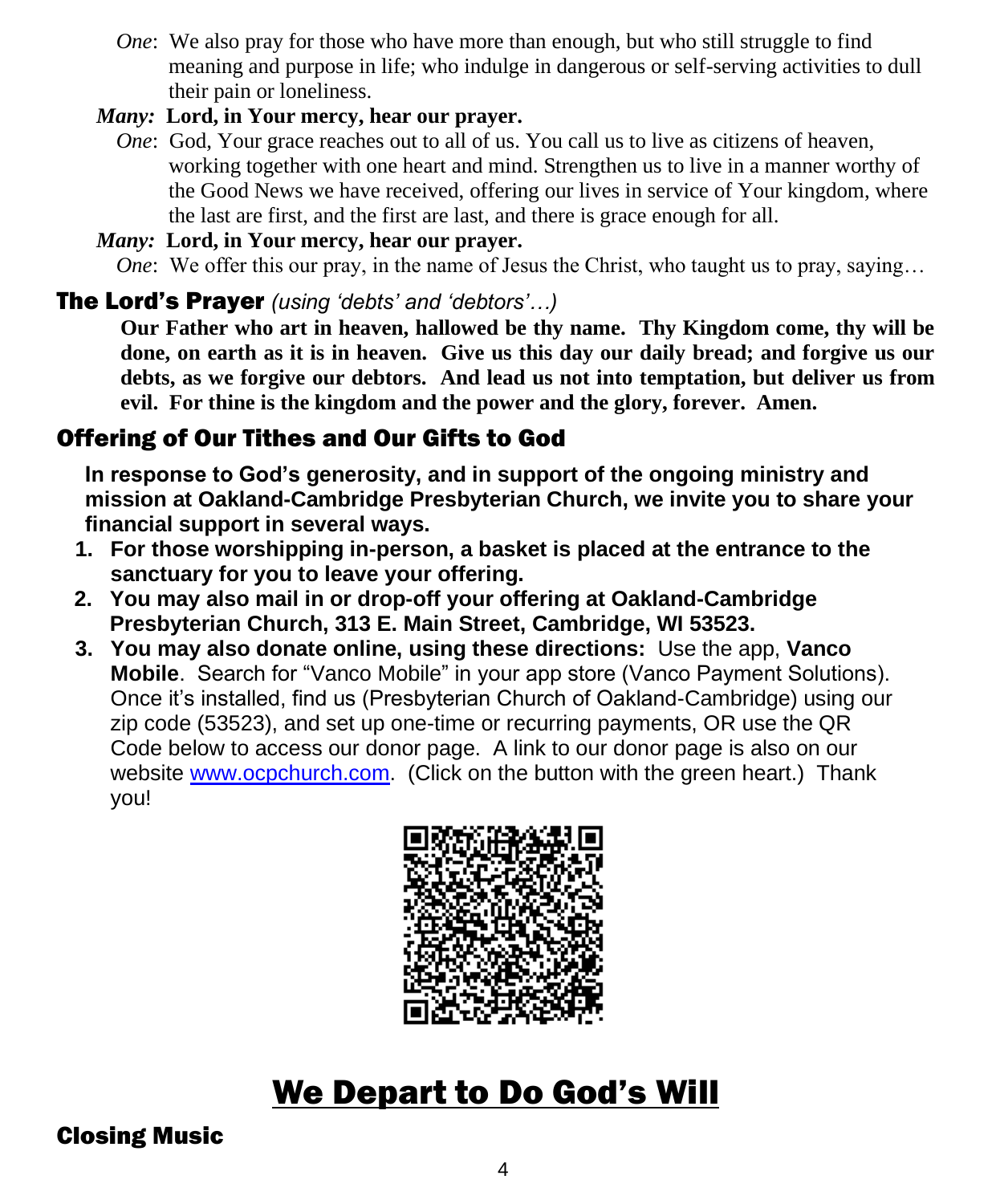*One*: We also pray for those who have more than enough, but who still struggle to find meaning and purpose in life; who indulge in dangerous or self-serving activities to dull their pain or loneliness.

***Many:*** **Lord, in Your mercy, hear our prayer.**

*One*: God, Your grace reaches out to all of us. You call us to live as citizens of heaven, working together with one heart and mind. Strengthen us to live in a manner worthy of the Good News we have received, offering our lives in service of Your kingdom, where the last are first, and the first are last, and there is grace enough for all.

***Many:*** **Lord, in Your mercy, hear our prayer.**

*One*: We offer this our pray, in the name of Jesus the Christ, who taught us to pray, saying…

## The Lord's Prayer *(using 'debts' and 'debtors'…)*

**Our Father who art in heaven, hallowed be thy name. Thy Kingdom come, thy will be done, on earth as it is in heaven. Give us this day our daily bread; and forgive us our debts, as we forgive our debtors. And lead us not into temptation, but deliver us from evil. For thine is the kingdom and the power and the glory, forever. Amen.**

## Offering of Our Tithes and Our Gifts to God

**In response to God's generosity, and in support of the ongoing ministry and mission at Oakland-Cambridge Presbyterian Church, we invite you to share your financial support in several ways.**

1. **For those worshipping in-person, a basket is placed at the entrance to the sanctuary for you to leave your offering.**
2. **You may also mail in or drop-off your offering at Oakland-Cambridge Presbyterian Church, 313 E. Main Street, Cambridge, WI 53523.**
3. **You may also donate online, using these directions:** Use the app, **Vanco Mobile**. Search for "Vanco Mobile" in your app store (Vanco Payment Solutions). Once it's installed, find us (Presbyterian Church of Oakland-Cambridge) using our zip code (53523), and set up one-time or recurring payments, OR use the QR Code below to access our donor page. A link to our donor page is also on our website www.ocpchurch.com. (Click on the button with the green heart.) Thank you!

# We Depart to Do God's Will

## Closing Music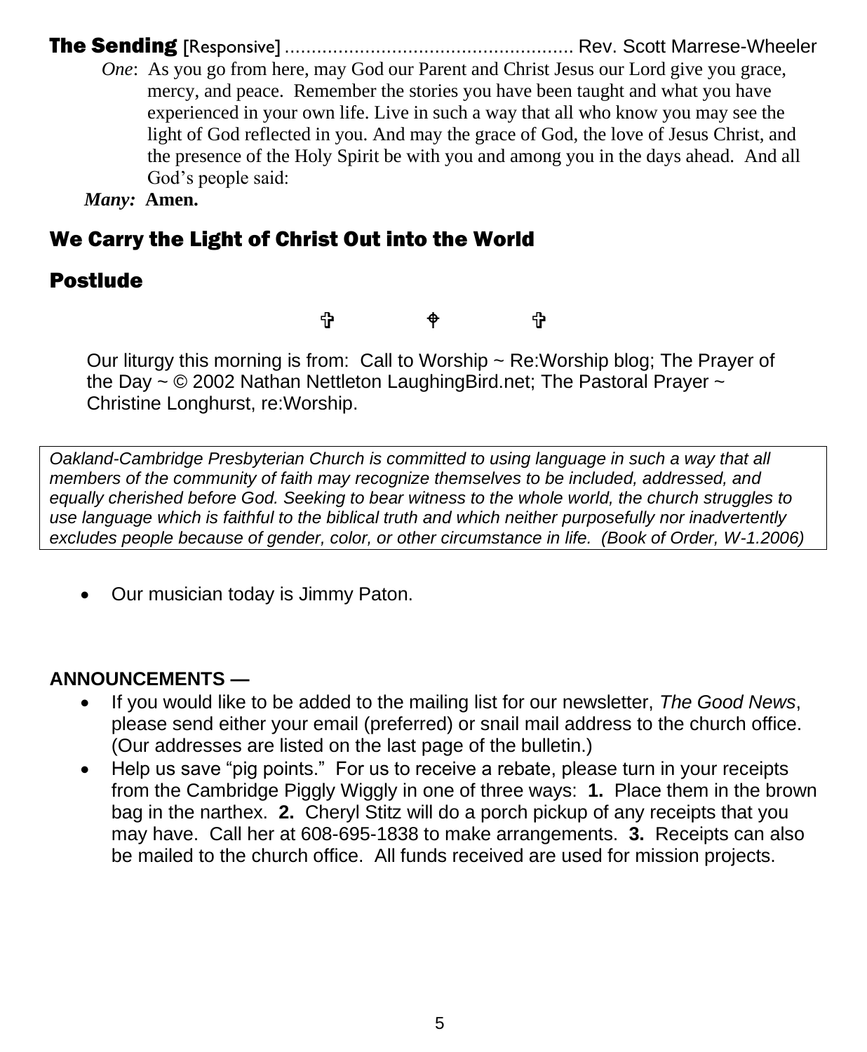## The Sending [Responsive] ...................................................... Rev. Scott Marrese-Wheeler

*One*: As you go from here, may God our Parent and Christ Jesus our Lord give you grace, mercy, and peace. Remember the stories you have been taught and what you have experienced in your own life. Live in such a way that all who know you may see the light of God reflected in you. And may the grace of God, the love of Jesus Christ, and the presence of the Holy Spirit be with you and among you in the days ahead. And all God's people said:

***Many:*** **Amen.**

## We Carry the Light of Christ Out into the World

## Postlude

✞ ✞ ✞

Our liturgy this morning is from: Call to Worship ~ Re:Worship blog; The Prayer of the Day ~ © 2002 Nathan Nettleton LaughingBird.net; The Pastoral Prayer ~ Christine Longhurst, re:Worship.

*Oakland-Cambridge Presbyterian Church is committed to using language in such a way that all members of the community of faith may recognize themselves to be included, addressed, and equally cherished before God. Seeking to bear witness to the whole world, the church struggles to use language which is faithful to the biblical truth and which neither purposefully nor inadvertently excludes people because of gender, color, or other circumstance in life. (Book of Order, W-1.2006)*

- Our musician today is Jimmy Paton.

**ANNOUNCEMENTS —**

- If you would like to be added to the mailing list for our newsletter, *The Good News*, please send either your email (preferred) or snail mail address to the church office. (Our addresses are listed on the last page of the bulletin.)
- Help us save "pig points." For us to receive a rebate, please turn in your receipts from the Cambridge Piggly Wiggly in one of three ways: **1.** Place them in the brown bag in the narthex. **2.** Cheryl Stitz will do a porch pickup of any receipts that you may have. Call her at 608-695-1838 to make arrangements. **3.** Receipts can also be mailed to the church office. All funds received are used for mission projects.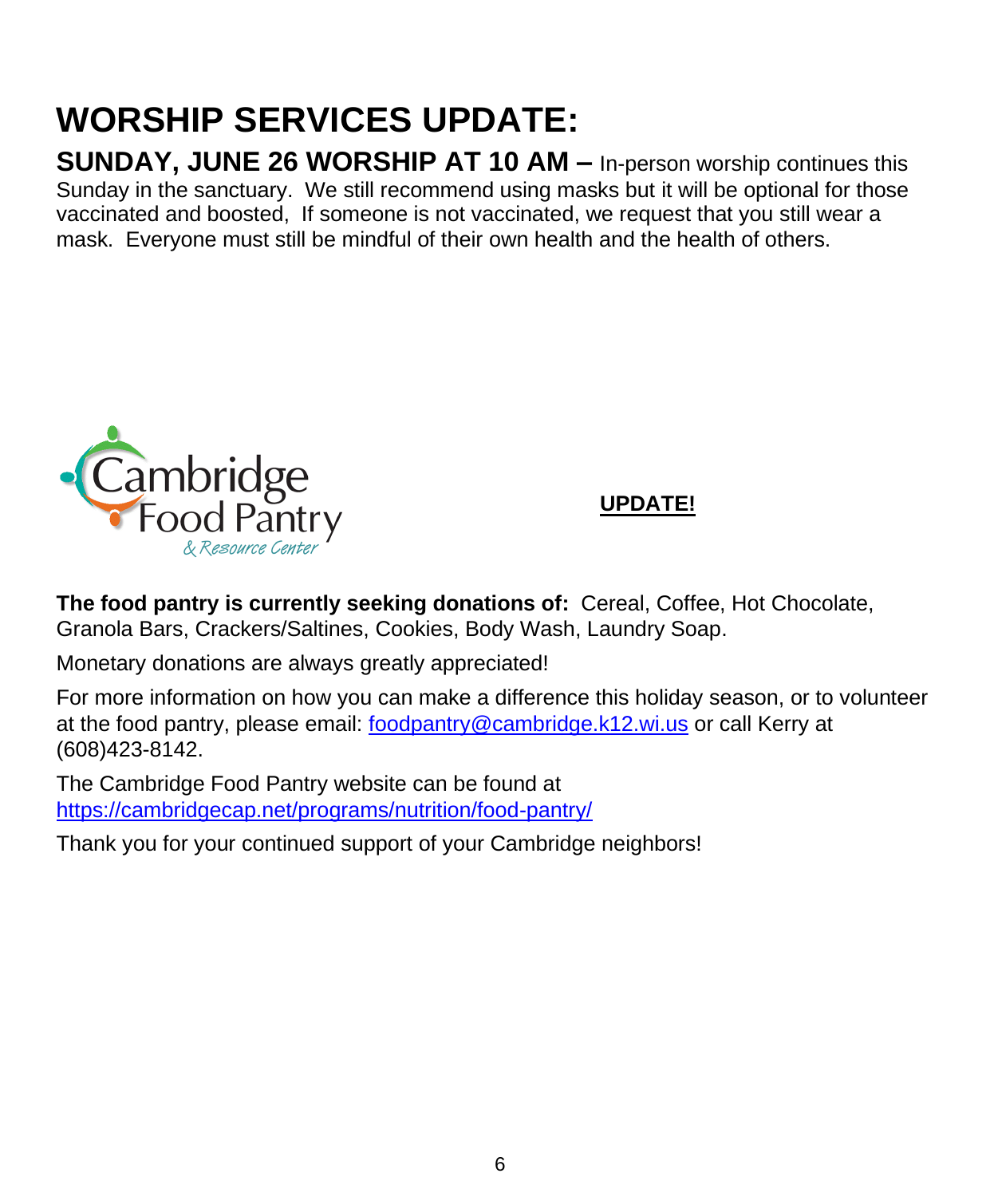# WORSHIP SERVICES UPDATE:

**SUNDAY, JUNE 26 WORSHIP AT 10 AM –** In-person worship continues this Sunday in the sanctuary. We still recommend using masks but it will be optional for those vaccinated and boosted, If someone is not vaccinated, we request that you still wear a mask. Everyone must still be mindful of their own health and the health of others.

Cambridge Food Pantry & Resource Center

**UPDATE!**

**The food pantry is currently seeking donations of:** Cereal, Coffee, Hot Chocolate, Granola Bars, Crackers/Saltines, Cookies, Body Wash, Laundry Soap.

Monetary donations are always greatly appreciated!

For more information on how you can make a difference this holiday season, or to volunteer at the food pantry, please email: foodpantry@cambridge.k12.wi.us or call Kerry at (608)423-8142.

The Cambridge Food Pantry website can be found at https://cambridgecap.net/programs/nutrition/food-pantry/

Thank you for your continued support of your Cambridge neighbors!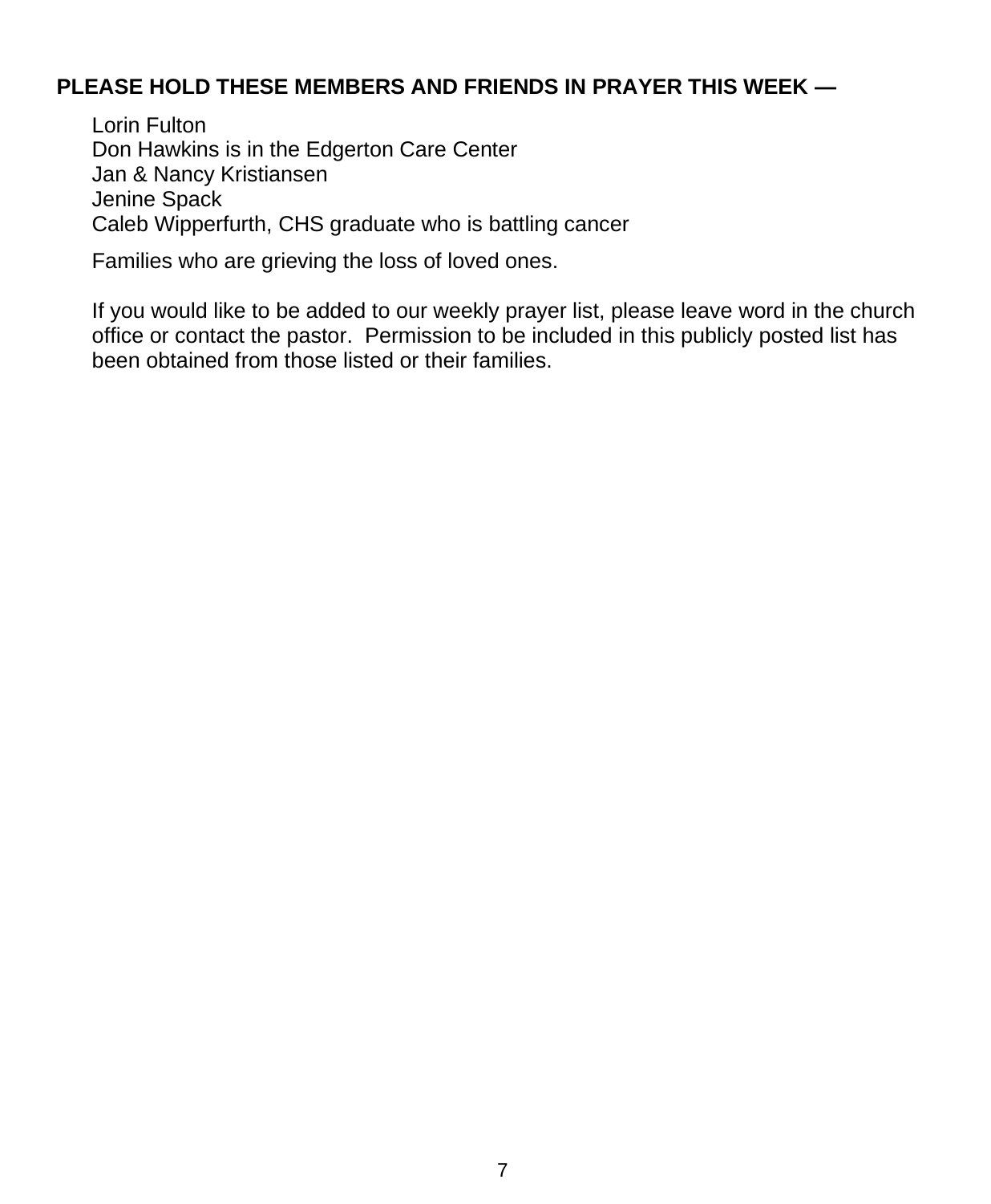**PLEASE HOLD THESE MEMBERS AND FRIENDS IN PRAYER THIS WEEK —**

Lorin Fulton
Don Hawkins is in the Edgerton Care Center
Jan & Nancy Kristiansen
Jenine Spack
Caleb Wipperfurth, CHS graduate who is battling cancer

Families who are grieving the loss of loved ones.

If you would like to be added to our weekly prayer list, please leave word in the church office or contact the pastor. Permission to be included in this publicly posted list has been obtained from those listed or their families.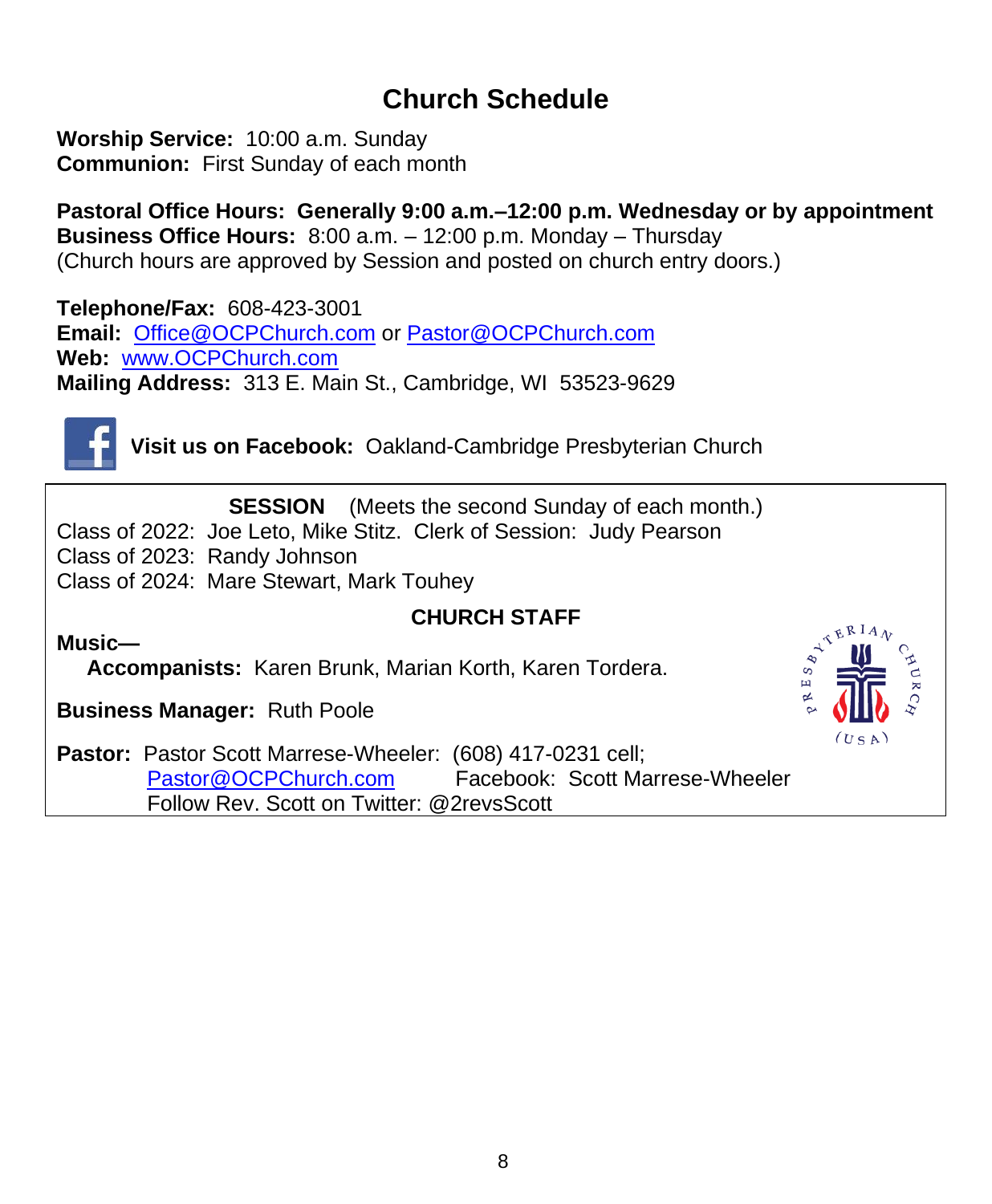# Church Schedule

**Worship Service:** 10:00 a.m. Sunday
**Communion:** First Sunday of each month

**Pastoral Office Hours: Generally 9:00 a.m.–12:00 p.m. Wednesday or by appointment**
**Business Office Hours:** 8:00 a.m. – 12:00 p.m. Monday – Thursday
(Church hours are approved by Session and posted on church entry doors.)

**Telephone/Fax:** 608-423-3001
**Email:** Office@OCPChurch.com or Pastor@OCPChurch.com
**Web:** www.OCPChurch.com
**Mailing Address:** 313 E. Main St., Cambridge, WI 53523-9629

**Visit us on Facebook:** Oakland-Cambridge Presbyterian Church

**SESSION** (Meets the second Sunday of each month.)
Class of 2022: Joe Leto, Mike Stitz. Clerk of Session: Judy Pearson
Class of 2023: Randy Johnson
Class of 2024: Mare Stewart, Mark Touhey

## CHURCH STAFF

**Music—**
**Accompanists:** Karen Brunk, Marian Korth, Karen Tordera.

**Business Manager:** Ruth Poole

**Pastor:** Pastor Scott Marrese-Wheeler: (608) 417-0231 cell;
Pastor@OCPChurch.com Facebook: Scott Marrese-Wheeler
Follow Rev. Scott on Twitter: @2revsScott